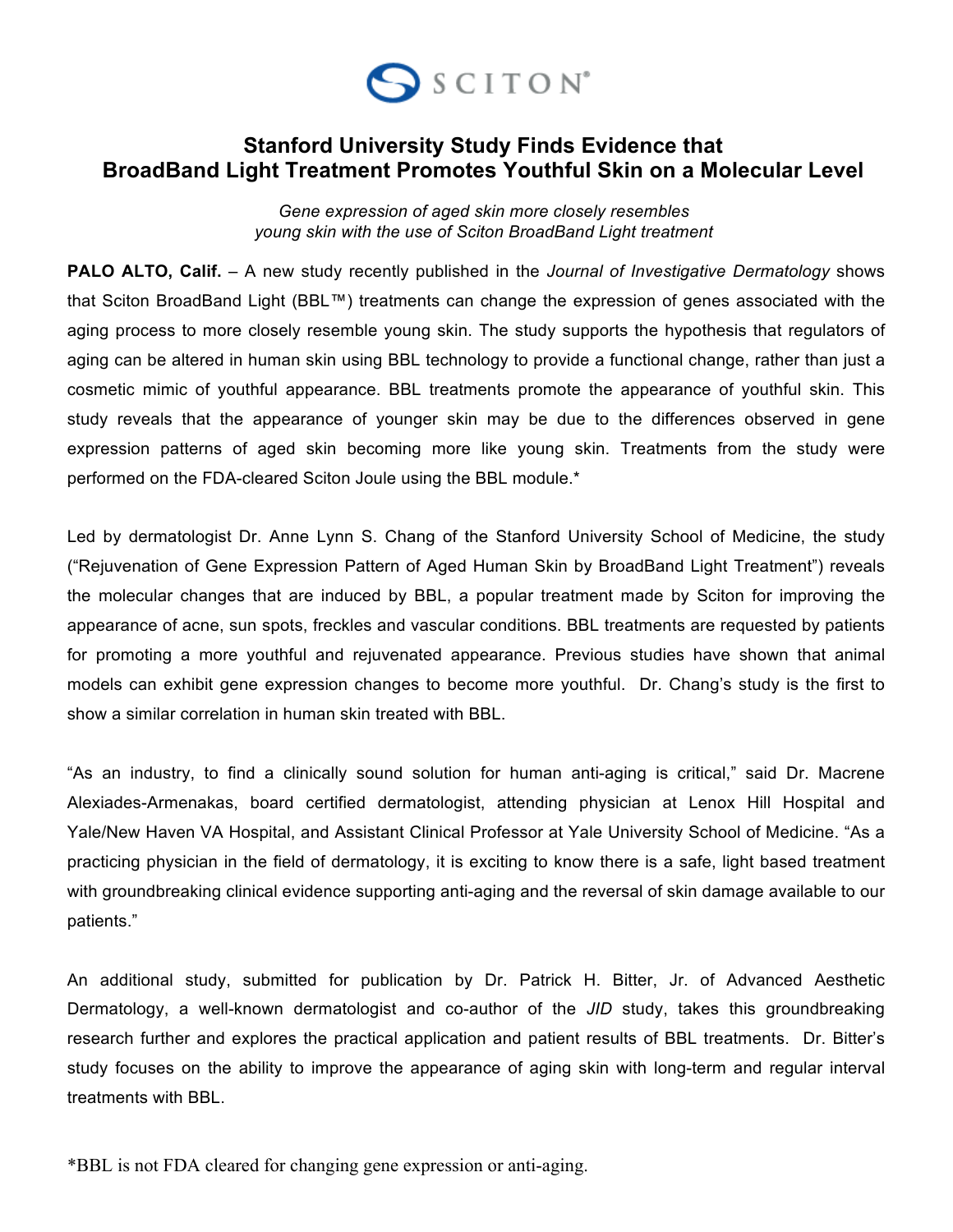SCITON®

# Stanford University Study Finds Evidence that BroadBand Light Treatment Promotes Youthful Skin on a Molecular Level

*Gene expression of aged skin more closely resembles young skin with the use of Sciton BroadBand Light treatment*

**PALO ALTO, Calif.** – A new study recently published in the *Journal of Investigative Dermatology* shows that Sciton BroadBand Light (BBL™) treatments can change the expression of genes associated with the aging process to more closely resemble young skin. The study supports the hypothesis that regulators of aging can be altered in human skin using BBL technology to provide a functional change, rather than just a cosmetic mimic of youthful appearance. BBL treatments promote the appearance of youthful skin. This study reveals that the appearance of younger skin may be due to the differences observed in gene expression patterns of aged skin becoming more like young skin. Treatments from the study were performed on the FDA-cleared Sciton Joule using the BBL module.*

Led by dermatologist Dr. Anne Lynn S. Chang of the Stanford University School of Medicine, the study ("Rejuvenation of Gene Expression Pattern of Aged Human Skin by BroadBand Light Treatment") reveals the molecular changes that are induced by BBL, a popular treatment made by Sciton for improving the appearance of acne, sun spots, freckles and vascular conditions. BBL treatments are requested by patients for promoting a more youthful and rejuvenated appearance. Previous studies have shown that animal models can exhibit gene expression changes to become more youthful. Dr. Chang's study is the first to show a similar correlation in human skin treated with BBL.

"As an industry, to find a clinically sound solution for human anti-aging is critical," said Dr. Macrene Alexiades-Armenakas, board certified dermatologist, attending physician at Lenox Hill Hospital and Yale/New Haven VA Hospital, and Assistant Clinical Professor at Yale University School of Medicine. "As a practicing physician in the field of dermatology, it is exciting to know there is a safe, light based treatment with groundbreaking clinical evidence supporting anti-aging and the reversal of skin damage available to our patients."

An additional study, submitted for publication by Dr. Patrick H. Bitter, Jr. of Advanced Aesthetic Dermatology, a well-known dermatologist and co-author of the *JID* study, takes this groundbreaking research further and explores the practical application and patient results of BBL treatments. Dr. Bitter's study focuses on the ability to improve the appearance of aging skin with long-term and regular interval treatments with BBL.

*BBL is not FDA cleared for changing gene expression or anti-aging.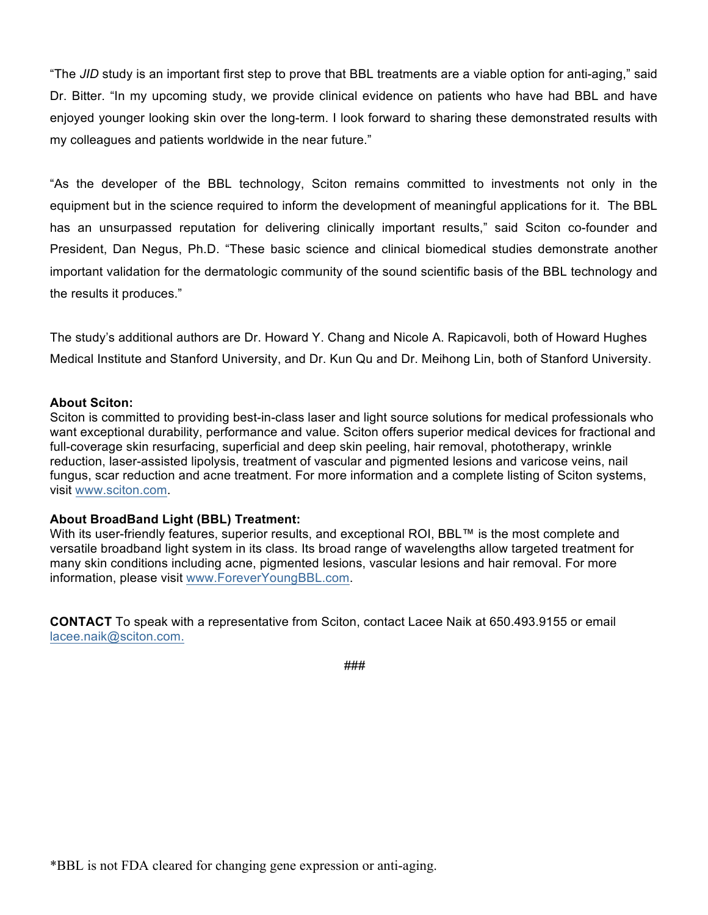"The *JID* study is an important first step to prove that BBL treatments are a viable option for anti-aging," said Dr. Bitter. "In my upcoming study, we provide clinical evidence on patients who have had BBL and have enjoyed younger looking skin over the long-term. I look forward to sharing these demonstrated results with my colleagues and patients worldwide in the near future."

"As the developer of the BBL technology, Sciton remains committed to investments not only in the equipment but in the science required to inform the development of meaningful applications for it. The BBL has an unsurpassed reputation for delivering clinically important results," said Sciton co-founder and President, Dan Negus, Ph.D. "These basic science and clinical biomedical studies demonstrate another important validation for the dermatologic community of the sound scientific basis of the BBL technology and the results it produces."

The study's additional authors are Dr. Howard Y. Chang and Nicole A. Rapicavoli, both of Howard Hughes Medical Institute and Stanford University, and Dr. Kun Qu and Dr. Meihong Lin, both of Stanford University.

**About Sciton:**
Sciton is committed to providing best-in-class laser and light source solutions for medical professionals who want exceptional durability, performance and value. Sciton offers superior medical devices for fractional and full-coverage skin resurfacing, superficial and deep skin peeling, hair removal, phototherapy, wrinkle reduction, laser-assisted lipolysis, treatment of vascular and pigmented lesions and varicose veins, nail fungus, scar reduction and acne treatment. For more information and a complete listing of Sciton systems, visit www.sciton.com.

**About BroadBand Light (BBL) Treatment:**
With its user-friendly features, superior results, and exceptional ROI, BBL™ is the most complete and versatile broadband light system in its class. Its broad range of wavelengths allow targeted treatment for many skin conditions including acne, pigmented lesions, vascular lesions and hair removal. For more information, please visit www.ForeverYoungBBL.com.

**CONTACT** To speak with a representative from Sciton, contact Lacee Naik at 650.493.9155 or email lacee.naik@sciton.com.

###

*BBL is not FDA cleared for changing gene expression or anti-aging.